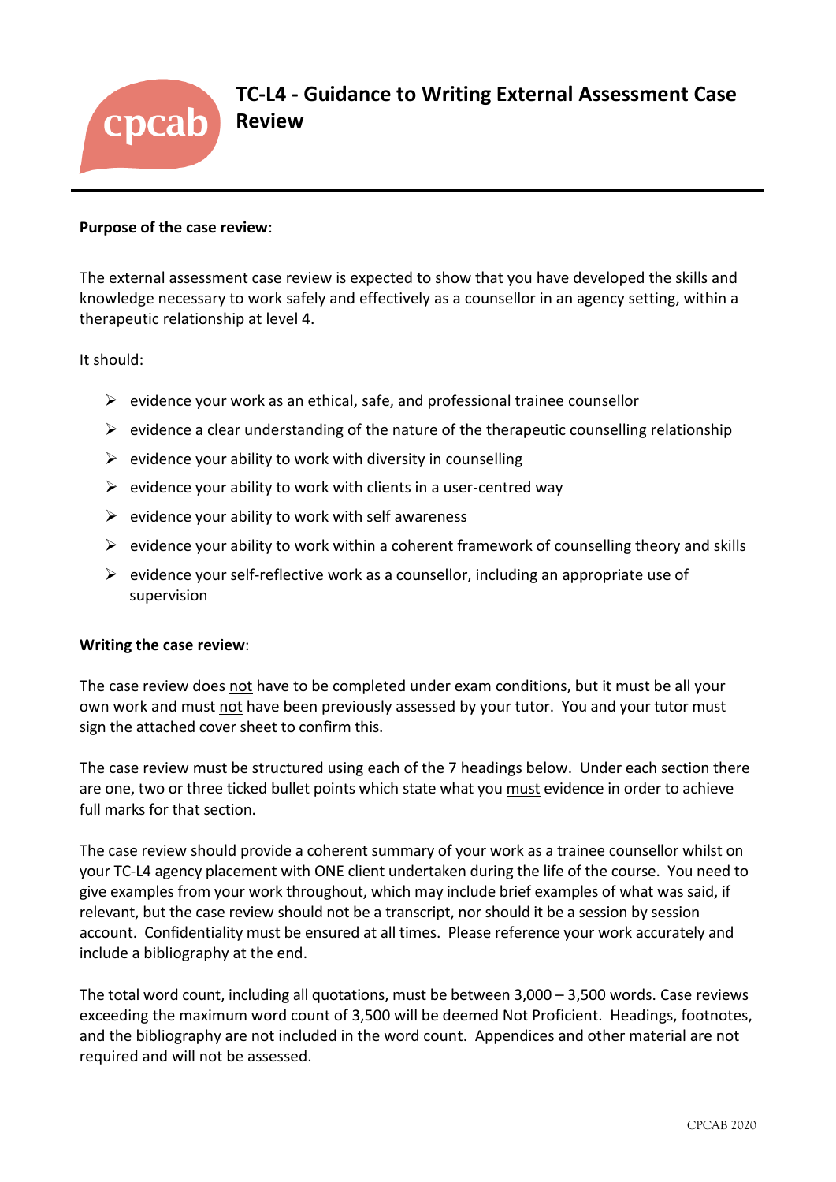cpcab

# TC-L4 - Guidance to Writing External Assessment Case Review

**Purpose of the case review**:

The external assessment case review is expected to show that you have developed the skills and knowledge necessary to work safely and effectively as a counsellor in an agency setting, within a therapeutic relationship at level 4.

It should:

- evidence your work as an ethical, safe, and professional trainee counsellor
- evidence a clear understanding of the nature of the therapeutic counselling relationship
- evidence your ability to work with diversity in counselling
- evidence your ability to work with clients in a user-centred way
- evidence your ability to work with self awareness
- evidence your ability to work within a coherent framework of counselling theory and skills
- evidence your self-reflective work as a counsellor, including an appropriate use of supervision

**Writing the case review**:

The case review does <u>not</u> have to be completed under exam conditions, but it must be all your own work and must <u>not</u> have been previously assessed by your tutor. You and your tutor must sign the attached cover sheet to confirm this.

The case review must be structured using each of the 7 headings below. Under each section there are one, two or three ticked bullet points which state what you <u>must</u> evidence in order to achieve full marks for that section.

The case review should provide a coherent summary of your work as a trainee counsellor whilst on your TC-L4 agency placement with ONE client undertaken during the life of the course. You need to give examples from your work throughout, which may include brief examples of what was said, if relevant, but the case review should not be a transcript, nor should it be a session by session account. Confidentiality must be ensured at all times. Please reference your work accurately and include a bibliography at the end.

The total word count, including all quotations, must be between 3,000 – 3,500 words. Case reviews exceeding the maximum word count of 3,500 will be deemed Not Proficient. Headings, footnotes, and the bibliography are not included in the word count. Appendices and other material are not required and will not be assessed.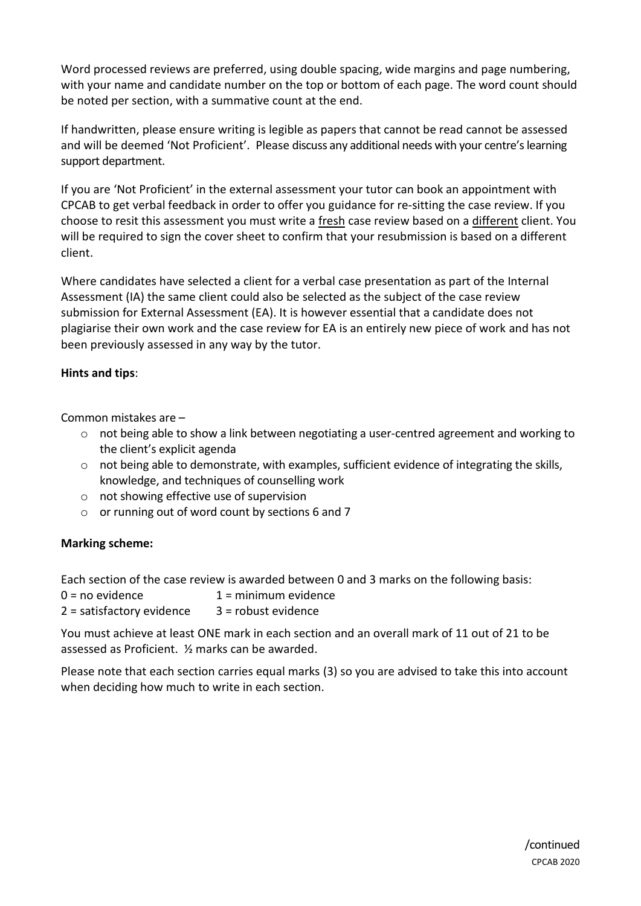Word processed reviews are preferred, using double spacing, wide margins and page numbering, with your name and candidate number on the top or bottom of each page. The word count should be noted per section, with a summative count at the end.

If handwritten, please ensure writing is legible as papers that cannot be read cannot be assessed and will be deemed 'Not Proficient'. Please discuss any additional needs with your centre's learning support department.

If you are 'Not Proficient' in the external assessment your tutor can book an appointment with CPCAB to get verbal feedback in order to offer you guidance for re-sitting the case review. If you choose to resit this assessment you must write a fresh case review based on a different client. You will be required to sign the cover sheet to confirm that your resubmission is based on a different client.

Where candidates have selected a client for a verbal case presentation as part of the Internal Assessment (IA) the same client could also be selected as the subject of the case review submission for External Assessment (EA). It is however essential that a candidate does not plagiarise their own work and the case review for EA is an entirely new piece of work and has not been previously assessed in any way by the tutor.

**Hints and tips**:

Common mistakes are –

- not being able to show a link between negotiating a user-centred agreement and working to the client's explicit agenda
- not being able to demonstrate, with examples, sufficient evidence of integrating the skills, knowledge, and techniques of counselling work
- not showing effective use of supervision
- or running out of word count by sections 6 and 7

**Marking scheme:**

Each section of the case review is awarded between 0 and 3 marks on the following basis:

0 = no evidence 1 = minimum evidence

2 = satisfactory evidence 3 = robust evidence

You must achieve at least ONE mark in each section and an overall mark of 11 out of 21 to be assessed as Proficient. ½ marks can be awarded.

Please note that each section carries equal marks (3) so you are advised to take this into account when deciding how much to write in each section.

/continued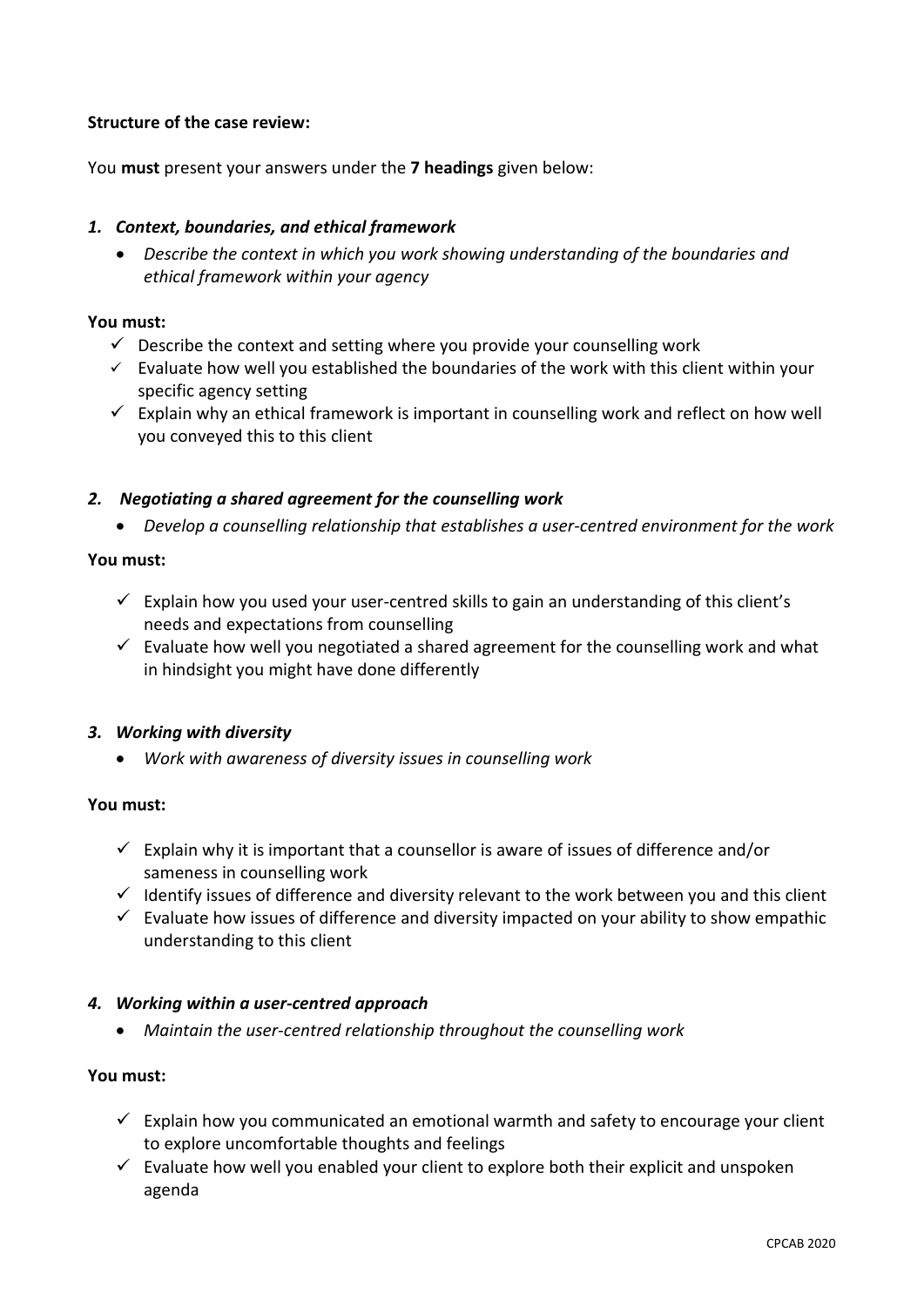**Structure of the case review:**

You **must** present your answers under the **7 headings** given below:

### *1. Context, boundaries, and ethical framework*

- *Describe the context in which you work showing understanding of the boundaries and ethical framework within your agency*

**You must:**

- ✓ Describe the context and setting where you provide your counselling work
- ✓ Evaluate how well you established the boundaries of the work with this client within your specific agency setting
- ✓ Explain why an ethical framework is important in counselling work and reflect on how well you conveyed this to this client

### *2. Negotiating a shared agreement for the counselling work*

- *Develop a counselling relationship that establishes a user-centred environment for the work*

**You must:**

- ✓ Explain how you used your user-centred skills to gain an understanding of this client's needs and expectations from counselling
- ✓ Evaluate how well you negotiated a shared agreement for the counselling work and what in hindsight you might have done differently

### *3. Working with diversity*

- *Work with awareness of diversity issues in counselling work*

**You must:**

- ✓ Explain why it is important that a counsellor is aware of issues of difference and/or sameness in counselling work
- ✓ Identify issues of difference and diversity relevant to the work between you and this client
- ✓ Evaluate how issues of difference and diversity impacted on your ability to show empathic understanding to this client

### *4. Working within a user-centred approach*

- *Maintain the user-centred relationship throughout the counselling work*

**You must:**

- ✓ Explain how you communicated an emotional warmth and safety to encourage your client to explore uncomfortable thoughts and feelings
- ✓ Evaluate how well you enabled your client to explore both their explicit and unspoken agenda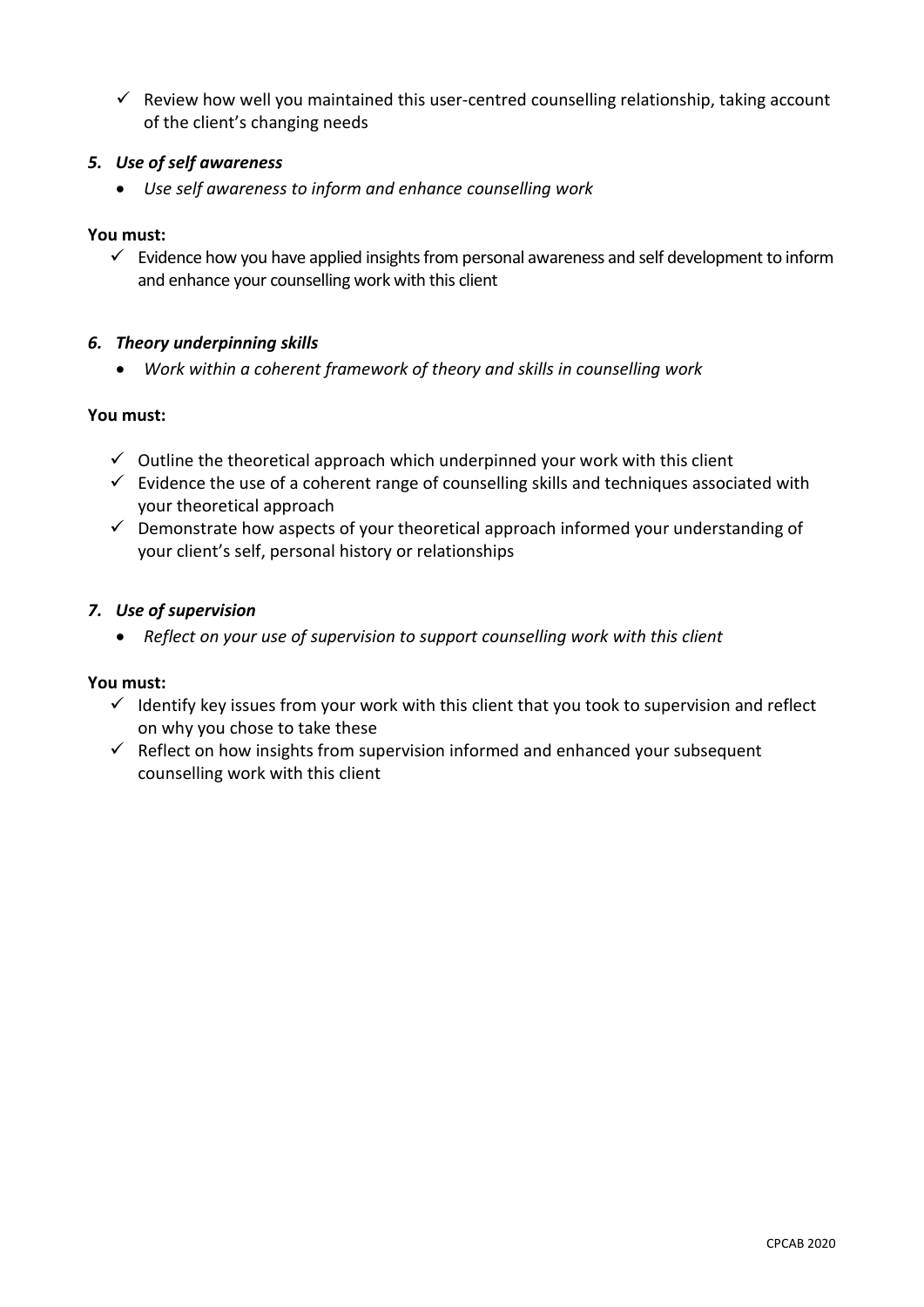- ✓ Review how well you maintained this user-centred counselling relationship, taking account of the client's changing needs

### *5. Use of self awareness*

- *Use self awareness to inform and enhance counselling work*

**You must:**

- ✓ Evidence how you have applied insights from personal awareness and self development to inform and enhance your counselling work with this client

### *6. Theory underpinning skills*

- *Work within a coherent framework of theory and skills in counselling work*

**You must:**

- ✓ Outline the theoretical approach which underpinned your work with this client
- ✓ Evidence the use of a coherent range of counselling skills and techniques associated with your theoretical approach
- ✓ Demonstrate how aspects of your theoretical approach informed your understanding of your client's self, personal history or relationships

### *7. Use of supervision*

- *Reflect on your use of supervision to support counselling work with this client*

**You must:**

- ✓ Identify key issues from your work with this client that you took to supervision and reflect on why you chose to take these
- ✓ Reflect on how insights from supervision informed and enhanced your subsequent counselling work with this client